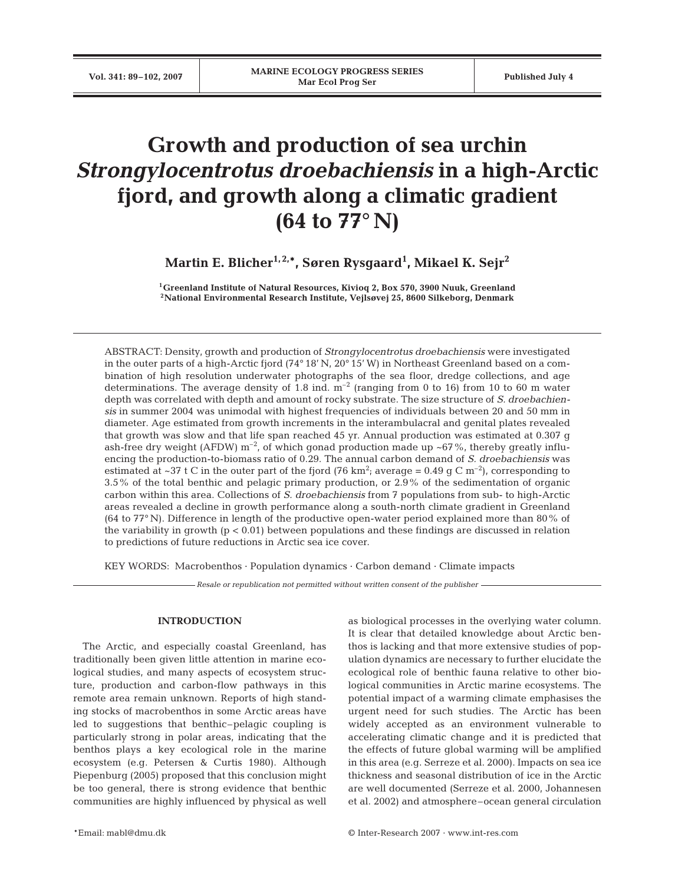# Growth and production of sea urchin *Strongylocentrotus droebachiensis* in a high-Arctic fjord, and growth along a climatic gradient (64 to 77° N)

**Martin E. Blicher[1,2,*], Søren Rysgaard[1], Mikael K. Sejr[2]**

[1]Greenland Institute of Natural Resources, Kivioq 2, Box 570, 3900 Nuuk, Greenland
[2]National Environmental Research Institute, Vejlsøvej 25, 8600 Silkeborg, Denmark

ABSTRACT: Density, growth and production of *Strongylocentrotus droebachiensis* were investigated in the outer parts of a high-Arctic fjord (74° 18′ N, 20° 15′ W) in Northeast Greenland based on a combination of high resolution underwater photographs of the sea floor, dredge collections, and age determinations. The average density of 1.8 ind. $m^{-2}$ (ranging from 0 to 16) from 10 to 60 m water depth was correlated with depth and amount of rocky substrate. The size structure of *S. droebachiensis* in summer 2004 was unimodal with highest frequencies of individuals between 20 and 50 mm in diameter. Age estimated from growth increments in the interambulacral and genital plates revealed that growth was slow and that life span reached 45 yr. Annual production was estimated at 0.307 g ash-free dry weight (AFDW) $m^{-2}$, of which gonad production made up ~67 %, thereby greatly influencing the production-to-biomass ratio of 0.29. The annual carbon demand of *S. droebachiensis* was estimated at ~37 t C in the outer part of the fjord (76 $km^2$; average = 0.49 g C $m^{-2}$), corresponding to 3.5 % of the total benthic and pelagic primary production, or 2.9 % of the sedimentation of organic carbon within this area. Collections of *S. droebachiensis* from 7 populations from sub- to high-Arctic areas revealed a decline in growth performance along a south-north climate gradient in Greenland (64 to 77° N). Difference in length of the productive open-water period explained more than 80 % of the variability in growth ($p < 0.01$) between populations and these findings are discussed in relation to predictions of future reductions in Arctic sea ice cover.

KEY WORDS: Macrobenthos · Population dynamics · Carbon demand · Climate impacts

*Resale or republication not permitted without written consent of the publisher*

## INTRODUCTION

The Arctic, and especially coastal Greenland, has traditionally been given little attention in marine ecological studies, and many aspects of ecosystem structure, production and carbon-flow pathways in this remote area remain unknown. Reports of high standing stocks of macrobenthos in some Arctic areas have led to suggestions that benthic–pelagic coupling is particularly strong in polar areas, indicating that the benthos plays a key ecological role in the marine ecosystem (e.g. Petersen & Curtis 1980). Although Piepenburg (2005) proposed that this conclusion might be too general, there is strong evidence that benthic communities are highly influenced by physical as well as biological processes in the overlying water column. It is clear that detailed knowledge about Arctic benthos is lacking and that more extensive studies of population dynamics are necessary to further elucidate the ecological role of benthic fauna relative to other biological communities in Arctic marine ecosystems. The potential impact of a warming climate emphasises the urgent need for such studies. The Arctic has been widely accepted as an environment vulnerable to accelerating climatic change and it is predicted that the effects of future global warming will be amplified in this area (e.g. Serreze et al. 2000). Impacts on sea ice thickness and seasonal distribution of ice in the Arctic are well documented (Serreze et al. 2000, Johannesen et al. 2002) and atmosphere–ocean general circulation

*Email: mabl@dmu.dk

© Inter-Research 2007 · www.int-res.com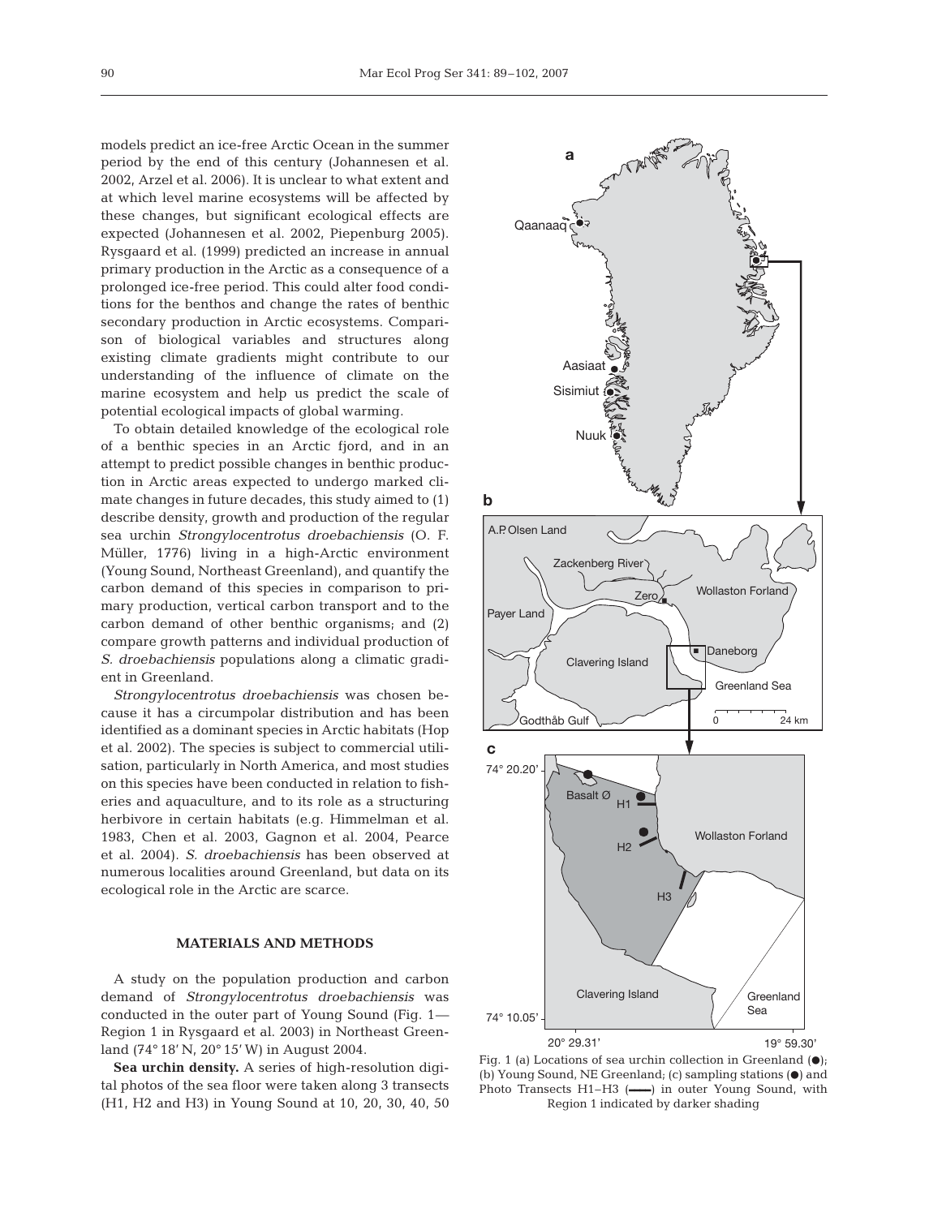models predict an ice-free Arctic Ocean in the summer period by the end of this century (Johannesen et al. 2002, Arzel et al. 2006). It is unclear to what extent and at which level marine ecosystems will be affected by these changes, but significant ecological effects are expected (Johannesen et al. 2002, Piepenburg 2005). Rysgaard et al. (1999) predicted an increase in annual primary production in the Arctic as a consequence of a prolonged ice-free period. This could alter food conditions for the benthos and change the rates of benthic secondary production in Arctic ecosystems. Comparison of biological variables and structures along existing climate gradients might contribute to our understanding of the influence of climate on the marine ecosystem and help us predict the scale of potential ecological impacts of global warming.

To obtain detailed knowledge of the ecological role of a benthic species in an Arctic fjord, and in an attempt to predict possible changes in benthic production in Arctic areas expected to undergo marked climate changes in future decades, this study aimed to (1) describe density, growth and production of the regular sea urchin *Strongylocentrotus droebachiensis* (O. F. Müller, 1776) living in a high-Arctic environment (Young Sound, Northeast Greenland), and quantify the carbon demand of this species in comparison to primary production, vertical carbon transport and to the carbon demand of other benthic organisms; and (2) compare growth patterns and individual production of *S. droebachiensis* populations along a climatic gradient in Greenland.

*Strongylocentrotus droebachiensis* was chosen because it has a circumpolar distribution and has been identified as a dominant species in Arctic habitats (Hop et al. 2002). The species is subject to commercial utilisation, particularly in North America, and most studies on this species have been conducted in relation to fisheries and aquaculture, and to its role as a structuring herbivore in certain habitats (e.g. Himmelman et al. 1983, Chen et al. 2003, Gagnon et al. 2004, Pearce et al. 2004). *S. droebachiensis* has been observed at numerous localities around Greenland, but data on its ecological role in the Arctic are scarce.

## MATERIALS AND METHODS

A study on the population production and carbon demand of *Strongylocentrotus droebachiensis* was conducted in the outer part of Young Sound (Fig. 1— Region 1 in Rysgaard et al. 2003) in Northeast Greenland (74° 18′ N, 20° 15′ W) in August 2004.

**Sea urchin density.** A series of high-resolution digital photos of the sea floor were taken along 3 transects (H1, H2 and H3) in Young Sound at 10, 20, 30, 40, 50

Fig. 1 (a) Locations of sea urchin collection in Greenland (●); (b) Young Sound, NE Greenland; (c) sampling stations (●) and Photo Transects H1–H3 (——) in outer Young Sound, with Region 1 indicated by darker shading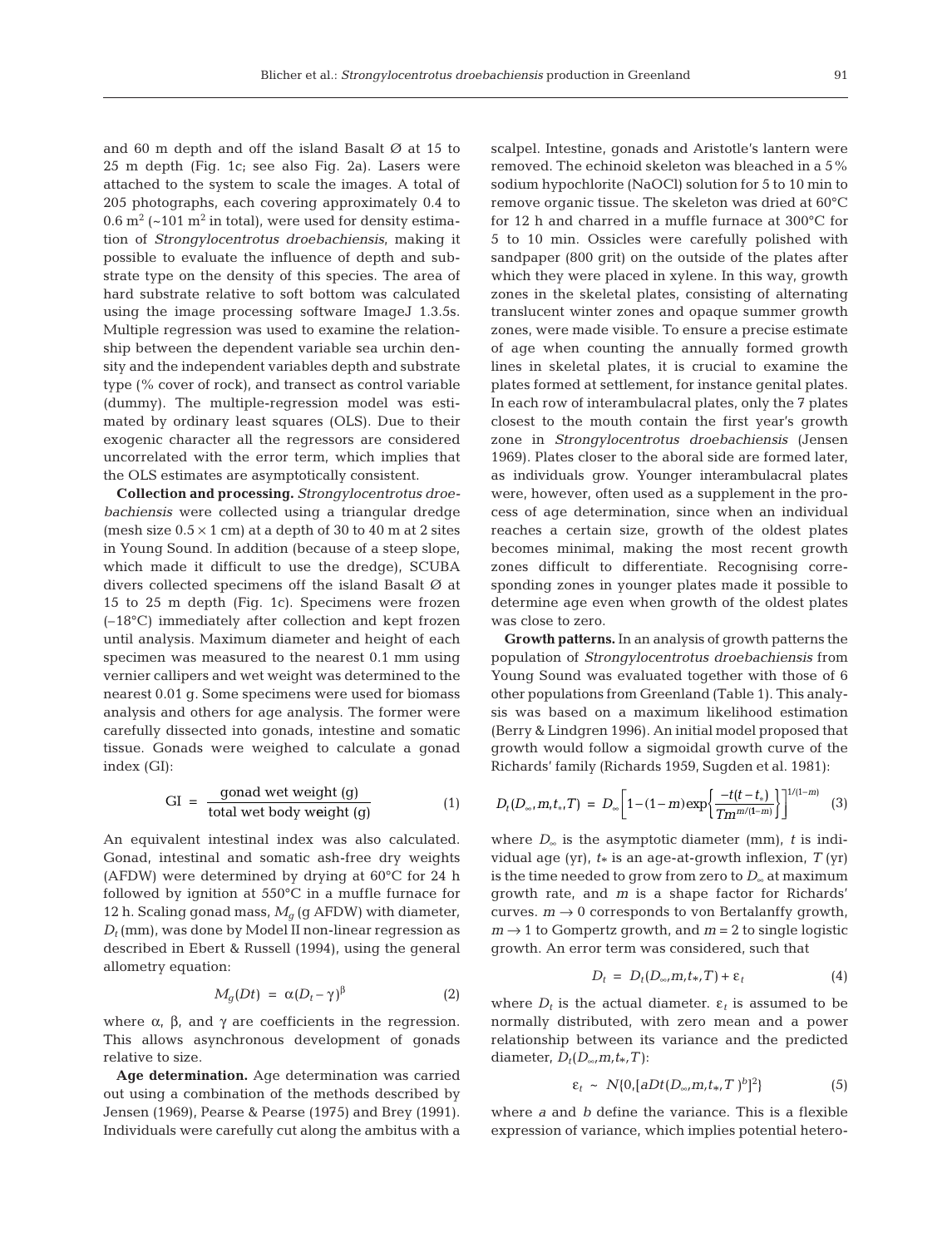and 60 m depth and off the island Basalt Ø at 15 to 25 m depth (Fig. 1c; see also Fig. 2a). Lasers were attached to the system to scale the images. A total of 205 photographs, each covering approximately 0.4 to 0.6 $m^2$ (~101 $m^2$ in total), were used for density estimation of *Strongylocentrotus droebachiensis*, making it possible to evaluate the influence of depth and substrate type on the density of this species. The area of hard substrate relative to soft bottom was calculated using the image processing software ImageJ 1.3.5s. Multiple regression was used to examine the relationship between the dependent variable sea urchin density and the independent variables depth and substrate type (% cover of rock), and transect as control variable (dummy). The multiple-regression model was estimated by ordinary least squares (OLS). Due to their exogenic character all the regressors are considered uncorrelated with the error term, which implies that the OLS estimates are asymptotically consistent.

**Collection and processing.** *Strongylocentrotus droebachiensis* were collected using a triangular dredge (mesh size 0.5 × 1 cm) at a depth of 30 to 40 m at 2 sites in Young Sound. In addition (because of a steep slope, which made it difficult to use the dredge), SCUBA divers collected specimens off the island Basalt Ø at 15 to 25 m depth (Fig. 1c). Specimens were frozen (–18°C) immediately after collection and kept frozen until analysis. Maximum diameter and height of each specimen was measured to the nearest 0.1 mm using vernier callipers and wet weight was determined to the nearest 0.01 g. Some specimens were used for biomass analysis and others for age analysis. The former were carefully dissected into gonads, intestine and somatic tissue. Gonads were weighed to calculate a gonad index (GI):

$$\mathrm{GI} = \frac{\text{gonad wet weight (g)}}{\text{total wet body weight (g)}} \qquad (1)$$

An equivalent intestinal index was also calculated. Gonad, intestinal and somatic ash-free dry weights (AFDW) were determined by drying at 60°C for 24 h followed by ignition at 550°C in a muffle furnace for 12 h. Scaling gonad mass, $M_g$ (g AFDW) with diameter, $D_t$ (mm), was done by Model II non-linear regression as described in Ebert & Russell (1994), using the general allometry equation:

$$M_g(Dt) = \alpha(D_t - \gamma)^{\beta} \qquad (2)$$

where α, β, and γ are coefficients in the regression. This allows asynchronous development of gonads relative to size.

**Age determination.** Age determination was carried out using a combination of the methods described by Jensen (1969), Pearse & Pearse (1975) and Brey (1991). Individuals were carefully cut along the ambitus with a scalpel. Intestine, gonads and Aristotle's lantern were removed. The echinoid skeleton was bleached in a 5% sodium hypochlorite (NaOCl) solution for 5 to 10 min to remove organic tissue. The skeleton was dried at 60°C for 12 h and charred in a muffle furnace at 300°C for 5 to 10 min. Ossicles were carefully polished with sandpaper (800 grit) on the outside of the plates after which they were placed in xylene. In this way, growth zones in the skeletal plates, consisting of alternating translucent winter zones and opaque summer growth zones, were made visible. To ensure a precise estimate of age when counting the annually formed growth lines in skeletal plates, it is crucial to examine the plates formed at settlement, for instance genital plates. In each row of interambulacral plates, only the 7 plates closest to the mouth contain the first year's growth zone in *Strongylocentrotus droebachiensis* (Jensen 1969). Plates closer to the aboral side are formed later, as individuals grow. Younger interambulacral plates were, however, often used as a supplement in the process of age determination, since when an individual reaches a certain size, growth of the oldest plates becomes minimal, making the most recent growth zones difficult to differentiate. Recognising corresponding zones in younger plates made it possible to determine age even when growth of the oldest plates was close to zero.

**Growth patterns.** In an analysis of growth patterns the population of *Strongylocentrotus droebachiensis* from Young Sound was evaluated together with those of 6 other populations from Greenland (Table 1). This analysis was based on a maximum likelihood estimation (Berry & Lindgren 1996). An initial model proposed that growth would follow a sigmoidal growth curve of the Richards' family (Richards 1959, Sugden et al. 1981):

$$D_t(D_\infty, m, t_*, T) = D_\infty \left[1 - (1-m)\exp\left\{\frac{-t(t-t_*)}{Tm^{m/(1-m)}}\right\}\right]^{1/(1-m)} \qquad (3)$$

where $D_\infty$ is the asymptotic diameter (mm), $t$ is individual age (yr), $t_*$ is an age-at-growth inflexion, $T$ (yr) is the time needed to grow from zero to $D_\infty$ at maximum growth rate, and $m$ is a shape factor for Richards' curves. $m \to 0$ corresponds to von Bertalanffy growth, $m \to 1$ to Gompertz growth, and $m = 2$ to single logistic growth. An error term was considered, such that

$$D_t = D_t(D_\infty, m, t_*, T) + \varepsilon_t \qquad (4)$$

where $D_t$ is the actual diameter. $\varepsilon_t$ is assumed to be normally distributed, with zero mean and a power relationship between its variance and the predicted diameter, $D_t(D_\infty, m, t_*, T)$:

$$\varepsilon_t \sim N\{0, [aDt(D_\infty, m, t_*, T)^b]^2\} \qquad (5)$$

where $a$ and $b$ define the variance. This is a flexible expression of variance, which implies potential hetero-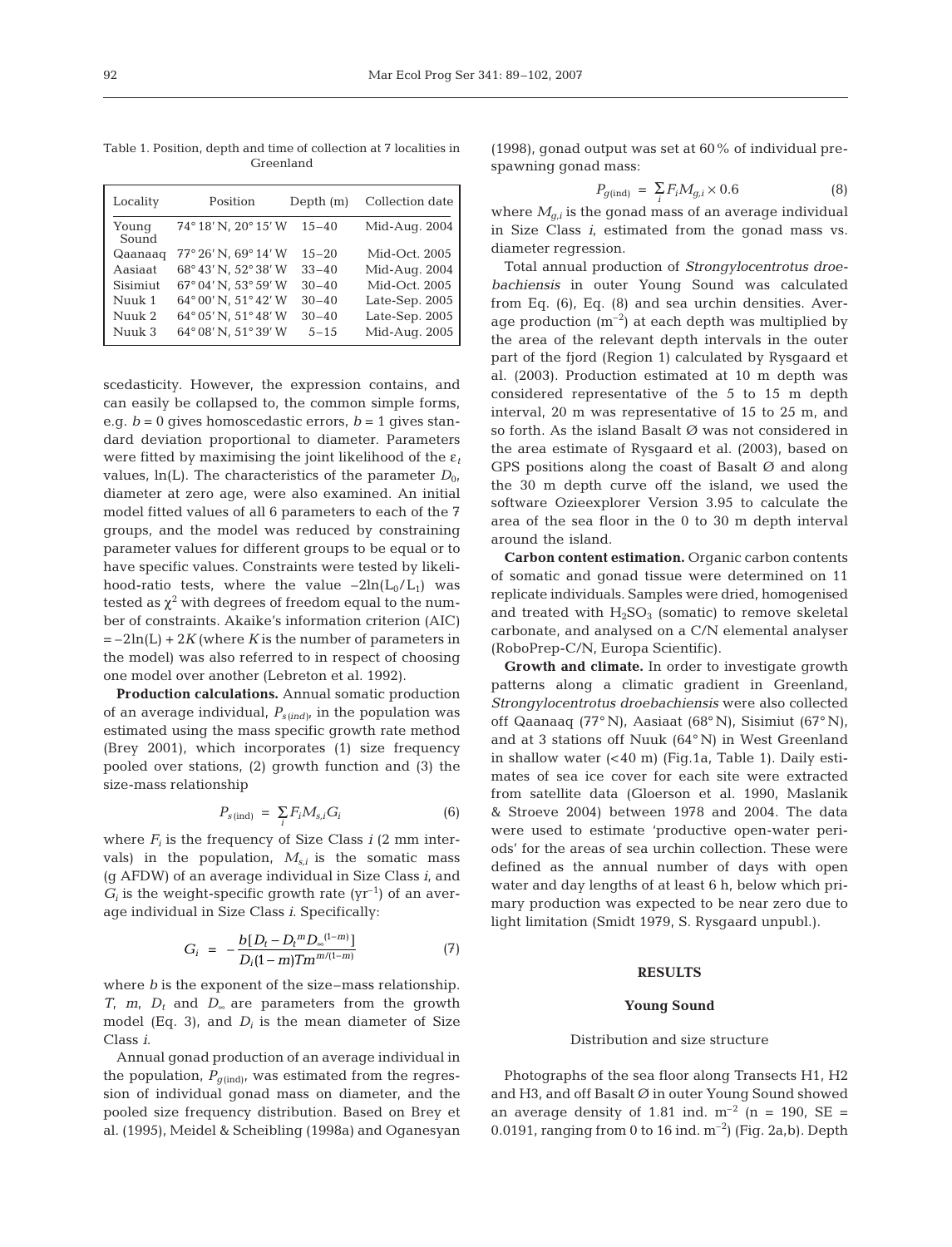Table 1. Position, depth and time of collection at 7 localities in Greenland

| Locality | Position | Depth (m) | Collection date |
|---|---|---|---|
| Young Sound | 74° 18′ N, 20° 15′ W | 15–40 | Mid-Aug. 2004 |
| Qaanaaq | 77° 26′ N, 69° 14′ W | 15–20 | Mid-Oct. 2005 |
| Aasiaat | 68° 43′ N, 52° 38′ W | 33–40 | Mid-Aug. 2004 |
| Sisimiut | 67° 04′ N, 53° 59′ W | 30–40 | Mid-Oct. 2005 |
| Nuuk 1 | 64° 00′ N, 51° 42′ W | 30–40 | Late-Sep. 2005 |
| Nuuk 2 | 64° 05′ N, 51° 48′ W | 30–40 | Late-Sep. 2005 |
| Nuuk 3 | 64° 08′ N, 51° 39′ W | 5–15 | Mid-Aug. 2005 |

scedasticity. However, the expression contains, and can easily be collapsed to, the common simple forms, e.g. $b = 0$ gives homoscedastic errors, $b = 1$ gives standard deviation proportional to diameter. Parameters were fitted by maximising the joint likelihood of the $\varepsilon_t$ values, ln(L). The characteristics of the parameter $D_0$, diameter at zero age, were also examined. An initial model fitted values of all 6 parameters to each of the 7 groups, and the model was reduced by constraining parameter values for different groups to be equal or to have specific values. Constraints were tested by likelihood-ratio tests, where the value $-2\ln(L_0/L_1)$ was tested as $\chi^2$ with degrees of freedom equal to the number of constraints. Akaike's information criterion (AIC) $= -2\ln(L) + 2K$ (where $K$ is the number of parameters in the model) was also referred to in respect of choosing one model over another (Lebreton et al. 1992).

**Production calculations.** Annual somatic production of an average individual, $P_{s(ind)}$, in the population was estimated using the mass specific growth rate method (Brey 2001), which incorporates (1) size frequency pooled over stations, (2) growth function and (3) the size-mass relationship

$$P_{s(\text{ind})} = \sum_i F_i M_{s,i} G_i \quad (6)$$

where $F_i$ is the frequency of Size Class $i$ (2 mm intervals) in the population, $M_{s,i}$ is the somatic mass (g AFDW) of an average individual in Size Class $i$, and $G_i$ is the weight-specific growth rate (yr$^{-1}$) of an average individual in Size Class $i$. Specifically:

$$G_i = -\frac{b[D_t - D_t{}^m D_\infty{}^{(1-m)}]}{D_i(1-m)Tm^{m/(1-m)}} \quad (7)$$

where $b$ is the exponent of the size–mass relationship. $T$, $m$, $D_t$ and $D_\infty$ are parameters from the growth model (Eq. 3), and $D_i$ is the mean diameter of Size Class $i$.

Annual gonad production of an average individual in the population, $P_{g(\text{ind})}$, was estimated from the regression of individual gonad mass on diameter, and the pooled size frequency distribution. Based on Brey et al. (1995), Meidel & Scheibling (1998a) and Oganesyan (1998), gonad output was set at 60% of individual prespawning gonad mass:

$$P_{g(\text{ind})} = \sum_i F_i M_{g,i} \times 0.6 \quad (8)$$

where $M_{g,i}$ is the gonad mass of an average individual in Size Class $i$, estimated from the gonad mass vs. diameter regression.

Total annual production of *Strongylocentrotus droebachiensis* in outer Young Sound was calculated from Eq. (6), Eq. (8) and sea urchin densities. Average production (m$^{-2}$) at each depth was multiplied by the area of the relevant depth intervals in the outer part of the fjord (Region 1) calculated by Rysgaard et al. (2003). Production estimated at 10 m depth was considered representative of the 5 to 15 m depth interval, 20 m was representative of 15 to 25 m, and so forth. As the island Basalt Ø was not considered in the area estimate of Rysgaard et al. (2003), based on GPS positions along the coast of Basalt Ø and along the 30 m depth curve off the island, we used the software Ozieexplorer Version 3.95 to calculate the area of the sea floor in the 0 to 30 m depth interval around the island.

**Carbon content estimation.** Organic carbon contents of somatic and gonad tissue were determined on 11 replicate individuals. Samples were dried, homogenised and treated with $H_2SO_3$ (somatic) to remove skeletal carbonate, and analysed on a C/N elemental analyser (RoboPrep-C/N, Europa Scientific).

**Growth and climate.** In order to investigate growth patterns along a climatic gradient in Greenland, *Strongylocentrotus droebachiensis* were also collected off Qaanaaq (77° N), Aasiaat (68° N), Sisimiut (67° N), and at 3 stations off Nuuk (64° N) in West Greenland in shallow water (<40 m) (Fig.1a, Table 1). Daily estimates of sea ice cover for each site were extracted from satellite data (Gloerson et al. 1990, Maslanik & Stroeve 2004) between 1978 and 2004. The data were used to estimate 'productive open-water periods' for the areas of sea urchin collection. These were defined as the annual number of days with open water and day lengths of at least 6 h, below which primary production was expected to be near zero due to light limitation (Smidt 1979, S. Rysgaard unpubl.).

## RESULTS

### Young Sound

#### Distribution and size structure

Photographs of the sea floor along Transects H1, H2 and H3, and off Basalt Ø in outer Young Sound showed an average density of 1.81 ind. m$^{-2}$ (n = 190, SE = 0.0191, ranging from 0 to 16 ind. m$^{-2}$) (Fig. 2a,b). Depth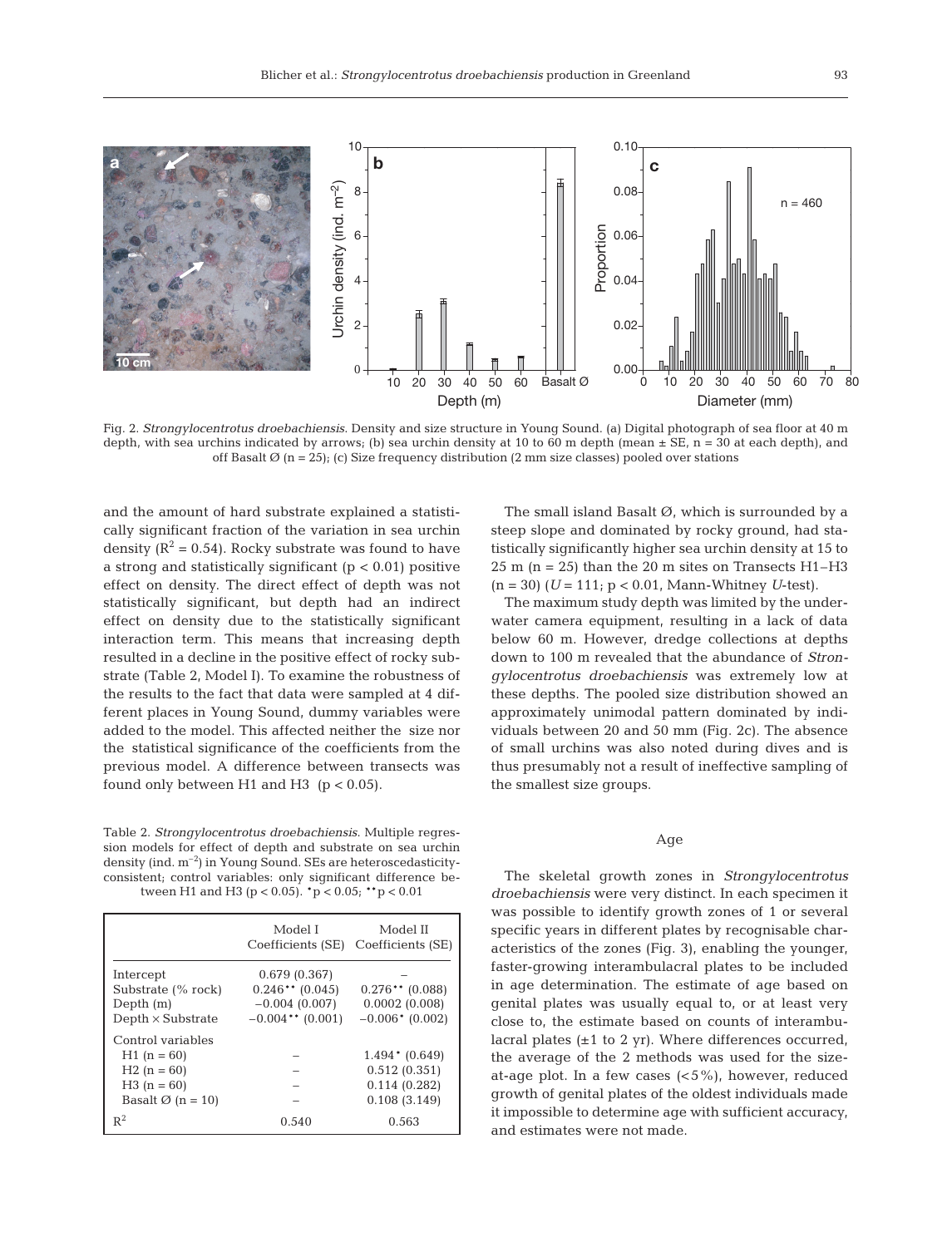Fig. 2. *Strongylocentrotus droebachiensis*. Density and size structure in Young Sound. (a) Digital photograph of sea floor at 40 m depth, with sea urchins indicated by arrows; (b) sea urchin density at 10 to 60 m depth (mean ± SE, n = 30 at each depth), and off Basalt Ø (n = 25); (c) Size frequency distribution (2 mm size classes) pooled over stations

and the amount of hard substrate explained a statistically significant fraction of the variation in sea urchin density ($R^2 = 0.54$). Rocky substrate was found to have a strong and statistically significant ($p < 0.01$) positive effect on density. The direct effect of depth was not statistically significant, but depth had an indirect effect on density due to the statistically significant interaction term. This means that increasing depth resulted in a decline in the positive effect of rocky substrate (Table 2, Model I). To examine the robustness of the results to the fact that data were sampled at 4 different places in Young Sound, dummy variables were added to the model. This affected neither the size nor the statistical significance of the coefficients from the previous model. A difference between transects was found only between H1 and H3 ($p < 0.05$).

Table 2. *Strongylocentrotus droebachiensis*. Multiple regression models for effect of depth and substrate on sea urchin density (ind. $m^{-2}$) in Young Sound. SEs are heteroscedasticity-consistent; control variables: only significant difference between H1 and H3 ($p < 0.05$). \*$p < 0.05$; \*\*$p < 0.01$

| | Model I Coefficients (SE) | Model II Coefficients (SE) |
|---|---|---|
| Intercept | 0.679 (0.367) | – |
| Substrate (% rock) | 0.246\*\* (0.045) | 0.276\*\* (0.088) |
| Depth (m) | −0.004 (0.007) | 0.0002 (0.008) |
| Depth × Substrate | −0.004\*\* (0.001) | −0.006\* (0.002) |
| Control variables | | |
| H1 (n = 60) | – | 1.494\* (0.649) |
| H2 (n = 60) | – | 0.512 (0.351) |
| H3 (n = 60) | – | 0.114 (0.282) |
| Basalt Ø (n = 10) | – | 0.108 (3.149) |
| $R^2$ | 0.540 | 0.563 |

The small island Basalt Ø, which is surrounded by a steep slope and dominated by rocky ground, had statistically significantly higher sea urchin density at 15 to 25 m (n = 25) than the 20 m sites on Transects H1–H3 (n = 30) ($U = 111$; $p < 0.01$, Mann-Whitney *U*-test).

The maximum study depth was limited by the underwater camera equipment, resulting in a lack of data below 60 m. However, dredge collections at depths down to 100 m revealed that the abundance of *Strongylocentrotus droebachiensis* was extremely low at these depths. The pooled size distribution showed an approximately unimodal pattern dominated by individuals between 20 and 50 mm (Fig. 2c). The absence of small urchins was also noted during dives and is thus presumably not a result of ineffective sampling of the smallest size groups.

### Age

The skeletal growth zones in *Strongylocentrotus droebachiensis* were very distinct. In each specimen it was possible to identify growth zones of 1 or several specific years in different plates by recognisable characteristics of the zones (Fig. 3), enabling the younger, faster-growing interambulacral plates to be included in age determination. The estimate of age based on genital plates was usually equal to, or at least very close to, the estimate based on counts of interambulacral plates (±1 to 2 yr). Where differences occurred, the average of the 2 methods was used for the size-at-age plot. In a few cases (<5%), however, reduced growth of genital plates of the oldest individuals made it impossible to determine age with sufficient accuracy, and estimates were not made.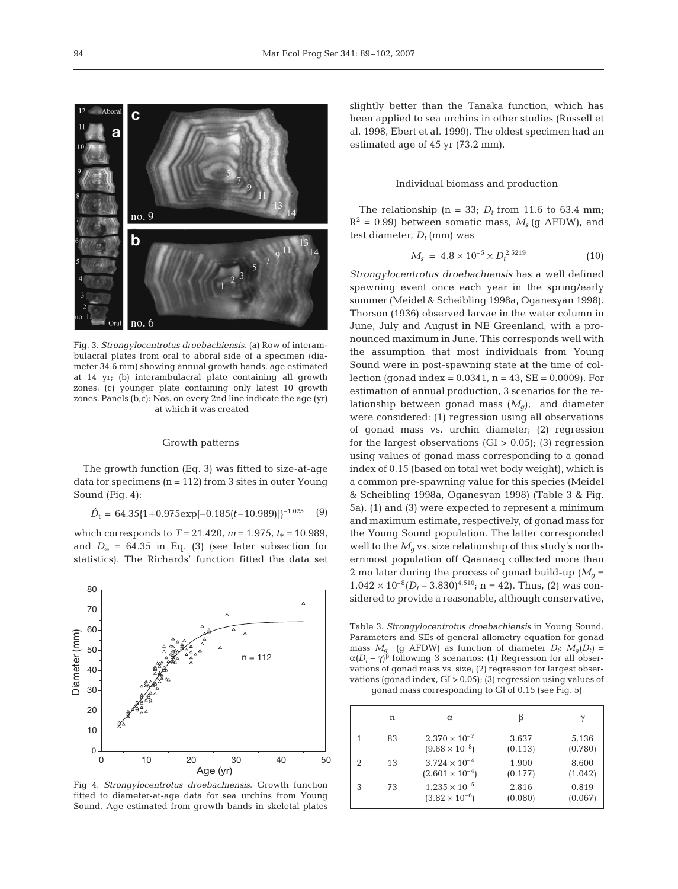Fig. 3. *Strongylocentrotus droebachiensis.* (a) Row of interambulacral plates from oral to aboral side of a specimen (diameter 34.6 mm) showing annual growth bands, age estimated at 14 yr; (b) interambulacral plate containing all growth zones; (c) younger plate containing only latest 10 growth zones. Panels (b,c): Nos. on every 2nd line indicate the age (yr) at which it was created

### Growth patterns

The growth function (Eq. 3) was fitted to size-at-age data for specimens (n = 112) from 3 sites in outer Young Sound (Fig. 4):

$$\hat{D}_t = 64.35\{1+0.975\exp[-0.185(t-10.989)]\}^{-1.025} \quad (9)$$

which corresponds to $T = 21.420$, $m = 1.975$, $t_* = 10.989$, and $D_\infty = 64.35$ in Eq. (3) (see later subsection for statistics). The Richards' function fitted the data set slightly better than the Tanaka function, which has been applied to sea urchins in other studies (Russell et al. 1998, Ebert et al. 1999). The oldest specimen had an estimated age of 45 yr (73.2 mm).

Fig 4. *Strongylocentrotus droebachiensis*. Growth function fitted to diameter-at-age data for sea urchins from Young Sound. Age estimated from growth bands in skeletal plates

### Individual biomass and production

The relationship (n = 33; $D_t$ from 11.6 to 63.4 mm; $R^2 = 0.99$) between somatic mass, $M_s$ (g AFDW), and test diameter, $D_t$ (mm) was

$$M_s = 4.8 \times 10^{-5} \times D_t^{2.5219} \quad (10)$$

*Strongylocentrotus droebachiensis* has a well defined spawning event once each year in the spring/early summer (Meidel & Scheibling 1998a, Oganesyan 1998). Thorson (1936) observed larvae in the water column in June, July and August in NE Greenland, with a pronounced maximum in June. This corresponds well with the assumption that most individuals from Young Sound were in post-spawning state at the time of collection (gonad index = 0.0341, n = 43, SE = 0.0009). For estimation of annual production, 3 scenarios for the relationship between gonad mass ($M_g$), and diameter were considered: (1) regression using all observations of gonad mass vs. urchin diameter; (2) regression for the largest observations (GI > 0.05); (3) regression using values of gonad mass corresponding to a gonad index of 0.15 (based on total wet body weight), which is a common pre-spawning value for this species (Meidel & Scheibling 1998a, Oganesyan 1998) (Table 3 & Fig. 5a). (1) and (3) were expected to represent a minimum and maximum estimate, respectively, of gonad mass for the Young Sound population. The latter corresponded well to the $M_g$ vs. size relationship of this study's northernmost population off Qaanaaq collected more than 2 mo later during the process of gonad build-up ($M_g = 1.042 \times 10^{-8}(D_t - 3.830)^{4.510}$; n = 42). Thus, (2) was considered to provide a reasonable, although conservative,

Table 3. *Strongylocentrotus droebachiensis* in Young Sound. Parameters and SEs of general allometry equation for gonad mass $M_g$ (g AFDW) as function of diameter $D_t$: $M_g(D_t) = \alpha(D_t - \gamma)^\beta$ following 3 scenarios: (1) Regression for all observations of gonad mass vs. size; (2) regression for largest observations (gonad index, GI > 0.05); (3) regression using values of gonad mass corresponding to GI of 0.15 (see Fig. 5)

| | n | α | β | γ |
|---|---|---|---|---|
| 1 | 83 | $2.370 \times 10^{-7}$ ($9.68 \times 10^{-8}$) | 3.637 (0.113) | 5.136 (0.780) |
| 2 | 13 | $3.724 \times 10^{-4}$ ($2.601 \times 10^{-4}$) | 1.900 (0.177) | 8.600 (1.042) |
| 3 | 73 | $1.235 \times 10^{-5}$ ($3.82 \times 10^{-6}$) | 2.816 (0.080) | 0.819 (0.067) |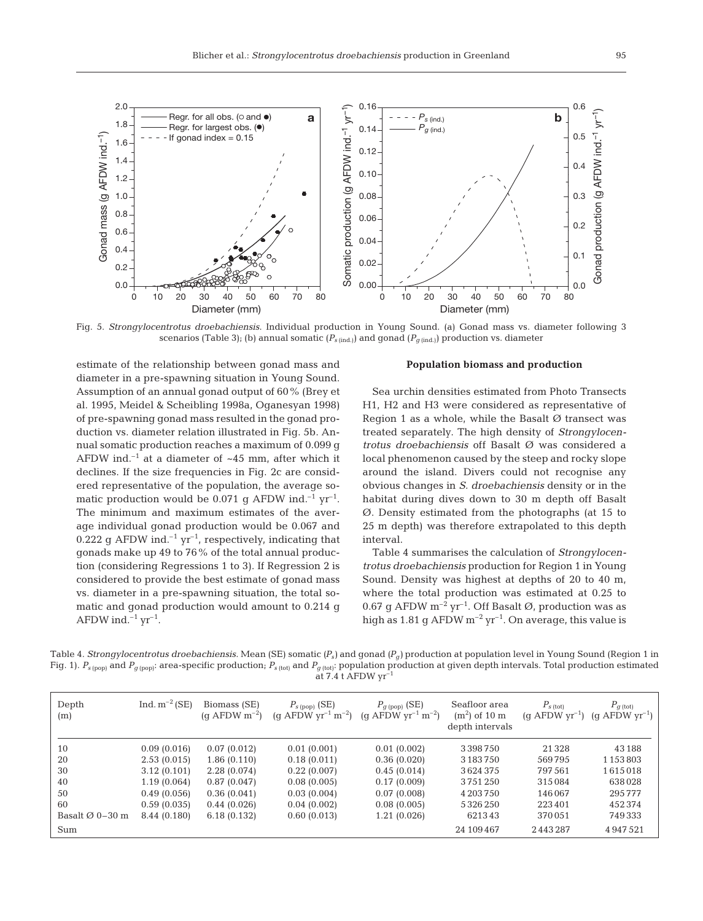Fig. 5. *Strongylocentrotus droebachiensis*. Individual production in Young Sound. (a) Gonad mass vs. diameter following 3 scenarios (Table 3); (b) annual somatic ($P_{s\,(ind.)}$) and gonad ($P_{g\,(ind.)}$) production vs. diameter

estimate of the relationship between gonad mass and diameter in a pre-spawning situation in Young Sound. Assumption of an annual gonad output of 60% (Brey et al. 1995, Meidel & Scheibling 1998a, Oganesyan 1998) of pre-spawning gonad mass resulted in the gonad production vs. diameter relation illustrated in Fig. 5b. Annual somatic production reaches a maximum of 0.099 g AFDW ind.$^{-1}$ at a diameter of ~45 mm, after which it declines. If the size frequencies in Fig. 2c are considered representative of the population, the average somatic production would be 0.071 g AFDW ind.$^{-1}$ yr$^{-1}$. The minimum and maximum estimates of the average individual gonad production would be 0.067 and 0.222 g AFDW ind.$^{-1}$ yr$^{-1}$, respectively, indicating that gonads make up 49 to 76% of the total annual production (considering Regressions 1 to 3). If Regression 2 is considered to provide the best estimate of gonad mass vs. diameter in a pre-spawning situation, the total somatic and gonad production would amount to 0.214 g AFDW ind.$^{-1}$ yr$^{-1}$.

## Population biomass and production

Sea urchin densities estimated from Photo Transects H1, H2 and H3 were considered as representative of Region 1 as a whole, while the Basalt Ø transect was treated separately. The high density of *Strongylocentrotus droebachiensis* off Basalt Ø was considered a local phenomenon caused by the steep and rocky slope around the island. Divers could not recognise any obvious changes in *S. droebachiensis* density or in the habitat during dives down to 30 m depth off Basalt Ø. Density estimated from the photographs (at 15 to 25 m depth) was therefore extrapolated to this depth interval.

Table 4 summarises the calculation of *Strongylocentrotus droebachiensis* production for Region 1 in Young Sound. Density was highest at depths of 20 to 40 m, where the total production was estimated at 0.25 to 0.67 g AFDW m$^{-2}$ yr$^{-1}$. Off Basalt Ø, production was as high as 1.81 g AFDW m$^{-2}$ yr$^{-1}$. On average, this value is

Table 4. *Strongylocentrotus droebachiensis*. Mean (SE) somatic ($P_s$) and gonad ($P_g$) production at population level in Young Sound (Region 1 in Fig. 1). $P_{s\,(pop)}$ and $P_{g\,(pop)}$: area-specific production; $P_{s\,(tot)}$ and $P_{g\,(tot)}$: population production at given depth intervals. Total production estimated at 7.4 t AFDW yr$^{-1}$

| Depth (m) | Ind. m$^{-2}$ (SE) | Biomass (SE) (g AFDW m$^{-2}$) | $P_{s\,(pop)}$ (SE) (g AFDW yr$^{-1}$ m$^{-2}$) | $P_{g\,(pop)}$ (SE) (g AFDW yr$^{-1}$ m$^{-2}$) | Seafloor area (m$^2$) of 10 m depth intervals | $P_{s\,(tot)}$ (g AFDW yr$^{-1}$) | $P_{g\,(tot)}$ (g AFDW yr$^{-1}$) |
|---|---|---|---|---|---|---|---|
| 10 | 0.09 (0.016) | 0.07 (0.012) | 0.01 (0.001) | 0.01 (0.002) | 3398750 | 21328 | 43188 |
| 20 | 2.53 (0.015) | 1.86 (0.110) | 0.18 (0.011) | 0.36 (0.020) | 3183750 | 569795 | 1153803 |
| 30 | 3.12 (0.101) | 2.28 (0.074) | 0.22 (0.007) | 0.45 (0.014) | 3624375 | 797561 | 1615018 |
| 40 | 1.19 (0.064) | 0.87 (0.047) | 0.08 (0.005) | 0.17 (0.009) | 3751250 | 315084 | 638028 |
| 50 | 0.49 (0.056) | 0.36 (0.041) | 0.03 (0.004) | 0.07 (0.008) | 4203750 | 146067 | 295777 |
| 60 | 0.59 (0.035) | 0.44 (0.026) | 0.04 (0.002) | 0.08 (0.005) | 5326250 | 223401 | 452374 |
| Basalt Ø 0–30 m | 8.44 (0.180) | 6.18 (0.132) | 0.60 (0.013) | 1.21 (0.026) | 621343 | 370051 | 749333 |
| Sum | | | | | 24109467 | 2443287 | 4947521 |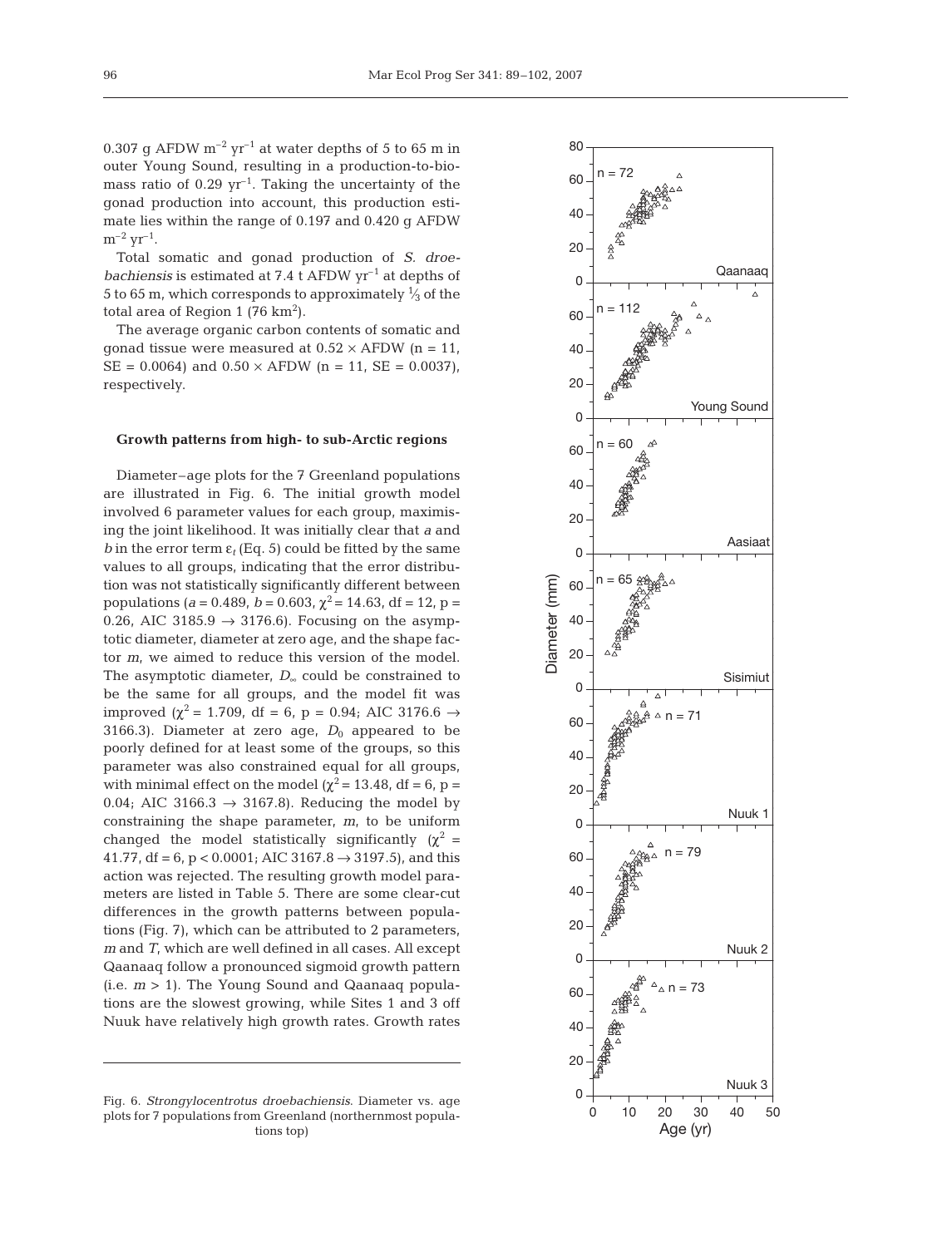0.307 g AFDW $m^{-2}$ $yr^{-1}$ at water depths of 5 to 65 m in outer Young Sound, resulting in a production-to-biomass ratio of 0.29 $yr^{-1}$. Taking the uncertainty of the gonad production into account, this production estimate lies within the range of 0.197 and 0.420 g AFDW $m^{-2}$ $yr^{-1}$.

Total somatic and gonad production of *S. droebachiensis* is estimated at 7.4 t AFDW $yr^{-1}$ at depths of 5 to 65 m, which corresponds to approximately $\frac{1}{3}$ of the total area of Region 1 (76 $km^2$).

The average organic carbon contents of somatic and gonad tissue were measured at 0.52 × AFDW (n = 11, SE = 0.0064) and 0.50 × AFDW (n = 11, SE = 0.0037), respectively.

### Growth patterns from high- to sub-Arctic regions

Diameter–age plots for the 7 Greenland populations are illustrated in Fig. 6. The initial growth model involved 6 parameter values for each group, maximising the joint likelihood. It was initially clear that *a* and *b* in the error term $\varepsilon_t$ (Eq. 5) could be fitted by the same values to all groups, indicating that the error distribution was not statistically significantly different between populations ($a = 0.489$, $b = 0.603$, $\chi^2 = 14.63$, df = 12, $p = 0.26$, AIC 3185.9 → 3176.6). Focusing on the asymptotic diameter, diameter at zero age, and the shape factor *m*, we aimed to reduce this version of the model. The asymptotic diameter, $D_\infty$ could be constrained to be the same for all groups, and the model fit was improved ($\chi^2 = 1.709$, df = 6, $p = 0.94$; AIC 3176.6 → 3166.3). Diameter at zero age, $D_0$ appeared to be poorly defined for at least some of the groups, so this parameter was also constrained equal for all groups, with minimal effect on the model ($\chi^2 = 13.48$, df = 6, $p = 0.04$; AIC 3166.3 → 3167.8). Reducing the model by constraining the shape parameter, *m*, to be uniform changed the model statistically significantly ($\chi^2 = 41.77$, df = 6, $p < 0.0001$; AIC 3167.8 → 3197.5), and this action was rejected. The resulting growth model parameters are listed in Table 5. There are some clear-cut differences in the growth patterns between populations (Fig. 7), which can be attributed to 2 parameters, *m* and *T*, which are well defined in all cases. All except Qaanaaq follow a pronounced sigmoid growth pattern (i.e. $m > 1$). The Young Sound and Qaanaaq populations are the slowest growing, while Sites 1 and 3 off Nuuk have relatively high growth rates. Growth rates

Fig. 6. *Strongylocentrotus droebachiensis*. Diameter vs. age plots for 7 populations from Greenland (northernmost populations top)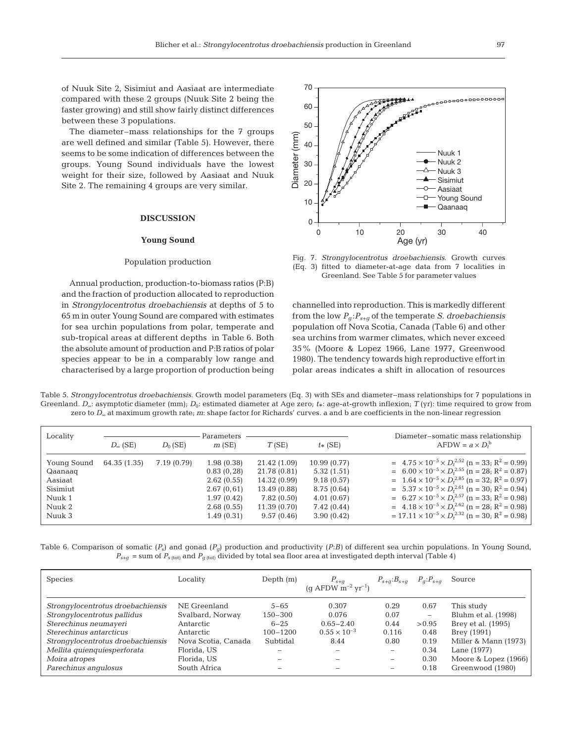of Nuuk Site 2, Sisimiut and Aasiaat are intermediate compared with these 2 groups (Nuuk Site 2 being the faster growing) and still show fairly distinct differences between these 3 populations.

The diameter–mass relationships for the 7 groups are well defined and similar (Table 5). However, there seems to be some indication of differences between the groups. Young Sound individuals have the lowest weight for their size, followed by Aasiaat and Nuuk Site 2. The remaining 4 groups are very similar.

## DISCUSSION

### Young Sound

#### Population production

Annual production, production-to-biomass ratios (P:B) and the fraction of production allocated to reproduction in *Strongylocentrotus droebachiensis* at depths of 5 to 65 m in outer Young Sound are compared with estimates for sea urchin populations from polar, temperate and sub-tropical areas at different depths in Table 6. Both the absolute amount of production and P:B ratios of polar species appear to be in a comparably low range and characterised by a large proportion of production being channelled into reproduction. This is markedly different from the low $P_g$:$P_{s+g}$ of the temperate *S. droebachiensis* population off Nova Scotia, Canada (Table 6) and other sea urchins from warmer climates, which never exceed 35% (Moore & Lopez 1966, Lane 1977, Greenwood 1980). The tendency towards high reproductive effort in polar areas indicates a shift in allocation of resources

Fig. 7. *Strongylocentrotus droebachiensis*. Growth curves (Eq. 3) fitted to diameter-at-age data from 7 localities in Greenland. See Table 5 for parameter values

Table 5. *Strongylocentrotus droebachiensis*. Growth model parameters (Eq. 3) with SEs and diameter–mass relationships for 7 populations in Greenland. $D_\infty$: asymptotic diameter (mm); $D_0$: estimated diameter at Age zero; $t_*$: age-at-growth inflexion; $T$ (yr): time required to grow from zero to $D_\infty$ at maximum growth rate; $m$: shape factor for Richards' curves. a and b are coefficients in the non-linear regression

| Locality | Parameters | | | | | Diameter–somatic mass relationship |
|---|---|---|---|---|---|---|
| | $D_\infty$ (SE) | $D_0$ (SE) | $m$ (SE) | $T$ (SE) | $t_*$ (SE) | AFDW = $a \times D_t^b$ |
| Young Sound | 64.35 (1.35) | 7.19 (0.79) | 1.98 (0.38) | 21.42 (1.09) | 10.99 (0.77) | = $4.75 \times 10^{-5} \times D_t^{2.52}$ (n = 33; $R^2$ = 0.99) |
| Qaanaaq | | | 0.83 (0,28) | 21.78 (0.81) | 5.32 (1.51) | = $6.00 \times 10^{-5} \times D_t^{2.55}$ (n = 28; $R^2$ = 0.87) |
| Aasiaat | | | 2.62 (0.55) | 14.32 (0.99) | 9.18 (0.57) | = $1.64 \times 10^{-5} \times D_t^{2.85}$ (n = 32; $R^2$ = 0.97) |
| Sisimiut | | | 2.67 (0,61) | 13.49 (0.88) | 8.75 (0.64) | = $5.37 \times 10^{-5} \times D_t^{2.61}$ (n = 30; $R^2$ = 0.94) |
| Nuuk 1 | | | 1.97 (0.42) | 7.82 (0.50) | 4.01 (0.67) | = $6.27 \times 10^{-5} \times D_t^{2.57}$ (n = 33; $R^2$ = 0.98) |
| Nuuk 2 | | | 2.68 (0.55) | 11.39 (0.70) | 7.42 (0.44) | = $4.18 \times 10^{-5} \times D_t^{2.62}$ (n = 28; $R^2$ = 0.98) |
| Nuuk 3 | | | 1.49 (0.31) | 9.57 (0.46) | 3.90 (0.42) | = $17.11 \times 10^{-5} \times D_t^{2.32}$ (n = 30; $R^2$ = 0.98) |

Table 6. Comparison of somatic ($P_s$) and gonad ($P_g$) production and productivity ($P$:$B$) of different sea urchin populations. In Young Sound, $P_{s+g}$ = sum of $P_{s\,(tot)}$ and $P_{g\,(tot)}$ divided by total sea floor area at investigated depth interval (Table 4)

| Species | Locality | Depth (m) | $P_{s+g}$ (g AFDW m$^{-2}$ yr$^{-1}$) | $P_{s+g}$:$B_{s+g}$ | $P_g$:$P_{s+g}$ | Source |
|---|---|---|---|---|---|---|
| *Strongylocentrotus droebachiensis* | NE Greenland | 5–65 | 0.307 | 0.29 | 0.67 | This study |
| *Strongylocentrotus pallidus* | Svalbard, Norway | 150–300 | 0.076 | 0.07 | – | Bluhm et al. (1998) |
| *Sterechinus neumayeri* | Antarctic | 6–25 | 0.65–2.40 | 0.44 | >0.95 | Brey et al. (1995) |
| *Sterechinus antarcticus* | Antarctic | 100–1200 | $0.55 \times 10^{-3}$ | 0.116 | 0.48 | Brey (1991) |
| *Strongylocentrotus droebachiensis* | Nova Scotia, Canada | Subtidal | 8.44 | 0.80 | 0.19 | Miller & Mann (1973) |
| *Mellita quienquiesperforata* | Florida, US | – | – | – | 0.34 | Lane (1977) |
| *Moira atropes* | Florida, US | – | – | – | 0.30 | Moore & Lopez (1966) |
| *Parechinus angulosus* | South Africa | – | – | – | 0.18 | Greenwood (1980) |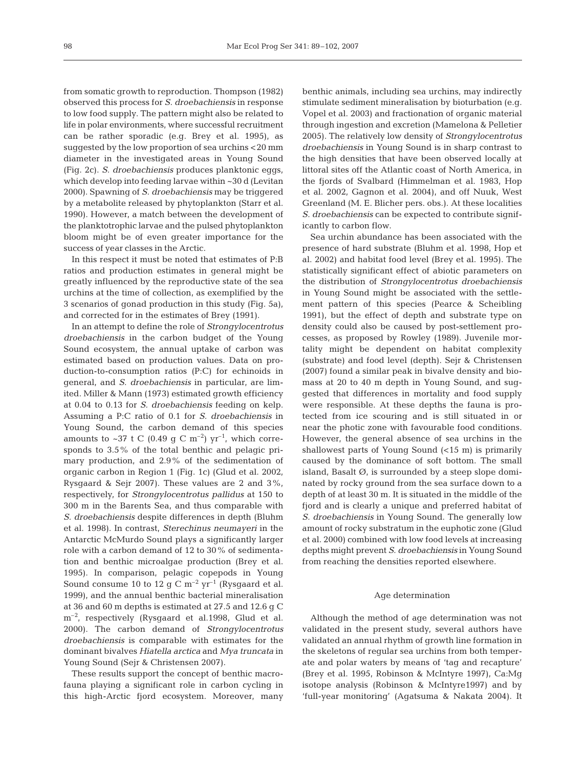from somatic growth to reproduction. Thompson (1982) observed this process for *S. droebachiensis* in response to low food supply. The pattern might also be related to life in polar environments, where successful recruitment can be rather sporadic (e.g. Brey et al. 1995), as suggested by the low proportion of sea urchins <20 mm diameter in the investigated areas in Young Sound (Fig. 2c). *S. droebachiensis* produces planktonic eggs, which develop into feeding larvae within ~30 d (Levitan 2000). Spawning of *S. droebachiensis* may be triggered by a metabolite released by phytoplankton (Starr et al. 1990). However, a match between the development of the planktotrophic larvae and the pulsed phytoplankton bloom might be of even greater importance for the success of year classes in the Arctic.

In this respect it must be noted that estimates of P:B ratios and production estimates in general might be greatly influenced by the reproductive state of the sea urchins at the time of collection, as exemplified by the 3 scenarios of gonad production in this study (Fig. 5a), and corrected for in the estimates of Brey (1991).

In an attempt to define the role of *Strongylocentrotus droebachiensis* in the carbon budget of the Young Sound ecosystem, the annual uptake of carbon was estimated based on production values. Data on production-to-consumption ratios (P:C) for echinoids in general, and *S. droebachiensis* in particular, are limited. Miller & Mann (1973) estimated growth efficiency at 0.04 to 0.13 for *S. droebachiensis* feeding on kelp. Assuming a P:C ratio of 0.1 for *S. droebachiensis* in Young Sound, the carbon demand of this species amounts to ~37 t C (0.49 g C $m^{-2}$) $yr^{-1}$, which corresponds to 3.5% of the total benthic and pelagic primary production, and 2.9% of the sedimentation of organic carbon in Region 1 (Fig. 1c) (Glud et al. 2002, Rysgaard & Sejr 2007). These values are 2 and 3%, respectively, for *Strongylocentrotus pallidus* at 150 to 300 m in the Barents Sea, and thus comparable with *S. droebachiensis* despite differences in depth (Bluhm et al. 1998). In contrast, *Sterechinus neumayeri* in the Antarctic McMurdo Sound plays a significantly larger role with a carbon demand of 12 to 30% of sedimentation and benthic microalgae production (Brey et al. 1995). In comparison, pelagic copepods in Young Sound consume 10 to 12 g C $m^{-2}$ $yr^{-1}$ (Rysgaard et al. 1999), and the annual benthic bacterial mineralisation at 36 and 60 m depths is estimated at 27.5 and 12.6 g C $m^{-2}$, respectively (Rysgaard et al.1998, Glud et al. 2000). The carbon demand of *Strongylocentrotus droebachiensis* is comparable with estimates for the dominant bivalves *Hiatella arctica* and *Mya truncata* in Young Sound (Sejr & Christensen 2007).

These results support the concept of benthic macrofauna playing a significant role in carbon cycling in this high-Arctic fjord ecosystem. Moreover, many benthic animals, including sea urchins, may indirectly stimulate sediment mineralisation by bioturbation (e.g. Vopel et al. 2003) and fractionation of organic material through ingestion and excretion (Mamelona & Pelletier 2005). The relatively low density of *Strongylocentrotus droebachiensis* in Young Sound is in sharp contrast to the high densities that have been observed locally at littoral sites off the Atlantic coast of North America, in the fjords of Svalbard (Himmelman et al. 1983, Hop et al. 2002, Gagnon et al. 2004), and off Nuuk, West Greenland (M. E. Blicher pers. obs.). At these localities *S. droebachiensis* can be expected to contribute significantly to carbon flow.

Sea urchin abundance has been associated with the presence of hard substrate (Bluhm et al. 1998, Hop et al. 2002) and habitat food level (Brey et al. 1995). The statistically significant effect of abiotic parameters on the distribution of *Strongylocentrotus droebachiensis* in Young Sound might be associated with the settlement pattern of this species (Pearce & Scheibling 1991), but the effect of depth and substrate type on density could also be caused by post-settlement processes, as proposed by Rowley (1989). Juvenile mortality might be dependent on habitat complexity (substrate) and food level (depth). Sejr & Christensen (2007) found a similar peak in bivalve density and biomass at 20 to 40 m depth in Young Sound, and suggested that differences in mortality and food supply were responsible. At these depths the fauna is protected from ice scouring and is still situated in or near the photic zone with favourable food conditions. However, the general absence of sea urchins in the shallowest parts of Young Sound (<15 m) is primarily caused by the dominance of soft bottom. The small island, Basalt Ø, is surrounded by a steep slope dominated by rocky ground from the sea surface down to a depth of at least 30 m. It is situated in the middle of the fjord and is clearly a unique and preferred habitat of *S. droebachiensis* in Young Sound. The generally low amount of rocky substratum in the euphotic zone (Glud et al. 2000) combined with low food levels at increasing depths might prevent *S. droebachiensis* in Young Sound from reaching the densities reported elsewhere.

## Age determination

Although the method of age determination was not validated in the present study, several authors have validated an annual rhythm of growth line formation in the skeletons of regular sea urchins from both temperate and polar waters by means of 'tag and recapture' (Brey et al. 1995, Robinson & McIntyre 1997), Ca:Mg isotope analysis (Robinson & McIntyre1997) and by 'full-year monitoring' (Agatsuma & Nakata 2004). It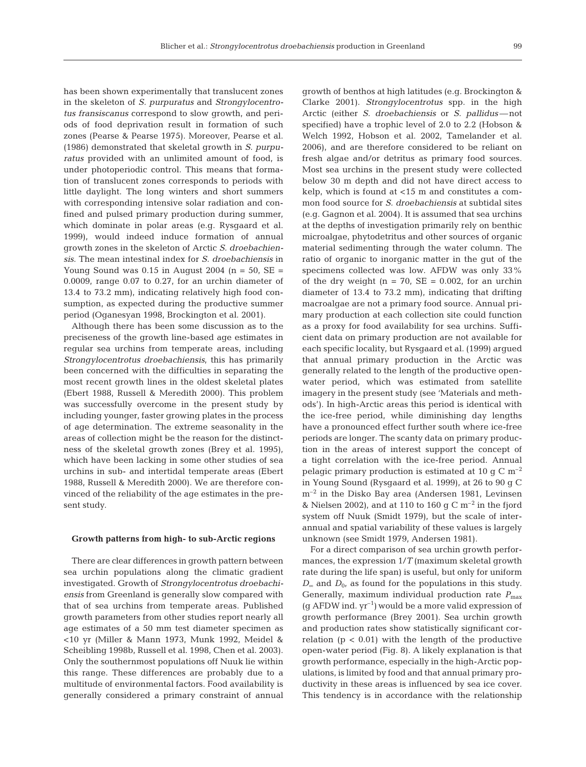has been shown experimentally that translucent zones in the skeleton of *S. purpuratus* and *Strongylocentrotus fransiscanus* correspond to slow growth, and periods of food deprivation result in formation of such zones (Pearse & Pearse 1975). Moreover, Pearse et al. (1986) demonstrated that skeletal growth in *S. purpuratus* provided with an unlimited amount of food, is under photoperiodic control. This means that formation of translucent zones corresponds to periods with little daylight. The long winters and short summers with corresponding intensive solar radiation and confined and pulsed primary production during summer, which dominate in polar areas (e.g. Rysgaard et al. 1999), would indeed induce formation of annual growth zones in the skeleton of Arctic *S. droebachiensis*. The mean intestinal index for *S. droebachiensis* in Young Sound was 0.15 in August 2004 ($n = 50$, $SE = 0.0009$, range 0.07 to 0.27, for an urchin diameter of 13.4 to 73.2 mm), indicating relatively high food consumption, as expected during the productive summer period (Oganesyan 1998, Brockington et al. 2001).

Although there has been some discussion as to the preciseness of the growth line-based age estimates in regular sea urchins from temperate areas, including *Strongylocentrotus droebachiensis*, this has primarily been concerned with the difficulties in separating the most recent growth lines in the oldest skeletal plates (Ebert 1988, Russell & Meredith 2000). This problem was successfully overcome in the present study by including younger, faster growing plates in the process of age determination. The extreme seasonality in the areas of collection might be the reason for the distinctness of the skeletal growth zones (Brey et al. 1995), which have been lacking in some other studies of sea urchins in sub- and intertidal temperate areas (Ebert 1988, Russell & Meredith 2000). We are therefore convinced of the reliability of the age estimates in the present study.

**Growth patterns from high- to sub-Arctic regions**

There are clear differences in growth pattern between sea urchin populations along the climatic gradient investigated. Growth of *Strongylocentrotus droebachiensis* from Greenland is generally slow compared with that of sea urchins from temperate areas. Published growth parameters from other studies report nearly all age estimates of a 50 mm test diameter specimen as <10 yr (Miller & Mann 1973, Munk 1992, Meidel & Scheibling 1998b, Russell et al. 1998, Chen et al. 2003). Only the southernmost populations off Nuuk lie within this range. These differences are probably due to a multitude of environmental factors. Food availability is generally considered a primary constraint of annual growth of benthos at high latitudes (e.g. Brockington & Clarke 2001). *Strongylocentrotus* spp. in the high Arctic (either *S. droebachiensis* or *S. pallidus*—not specified) have a trophic level of 2.0 to 2.2 (Hobson & Welch 1992, Hobson et al. 2002, Tamelander et al. 2006), and are therefore considered to be reliant on fresh algae and/or detritus as primary food sources. Most sea urchins in the present study were collected below 30 m depth and did not have direct access to kelp, which is found at <15 m and constitutes a common food source for *S. droebachiensis* at subtidal sites (e.g. Gagnon et al. 2004). It is assumed that sea urchins at the depths of investigation primarily rely on benthic microalgae, phytodetritus and other sources of organic material sedimenting through the water column. The ratio of organic to inorganic matter in the gut of the specimens collected was low. AFDW was only 33% of the dry weight ($n = 70$, $SE = 0.002$, for an urchin diameter of 13.4 to 73.2 mm), indicating that drifting macroalgae are not a primary food source. Annual primary production at each collection site could function as a proxy for food availability for sea urchins. Sufficient data on primary production are not available for each specific locality, but Rysgaard et al. (1999) argued that annual primary production in the Arctic was generally related to the length of the productive open-water period, which was estimated from satellite imagery in the present study (see 'Materials and methods'). In high-Arctic areas this period is identical with the ice-free period, while diminishing day lengths have a pronounced effect further south where ice-free periods are longer. The scanty data on primary production in the areas of interest support the concept of a tight correlation with the ice-free period. Annual pelagic primary production is estimated at 10 g C $m^{-2}$ in Young Sound (Rysgaard et al. 1999), at 26 to 90 g C $m^{-2}$ in the Disko Bay area (Andersen 1981, Levinsen & Nielsen 2002), and at 110 to 160 g C $m^{-2}$ in the fjord system off Nuuk (Smidt 1979), but the scale of interannual and spatial variability of these values is largely unknown (see Smidt 1979, Andersen 1981).

For a direct comparison of sea urchin growth performances, the expression $1/T$ (maximum skeletal growth rate during the life span) is useful, but only for uniform $D_\infty$ and $D_0$, as found for the populations in this study. Generally, maximum individual production rate $P_{max}$ (g AFDW ind. $yr^{-1}$) would be a more valid expression of growth performance (Brey 2001). Sea urchin growth and production rates show statistically significant correlation ($p < 0.01$) with the length of the productive open-water period (Fig. 8). A likely explanation is that growth performance, especially in the high-Arctic populations, is limited by food and that annual primary productivity in these areas is influenced by sea ice cover. This tendency is in accordance with the relationship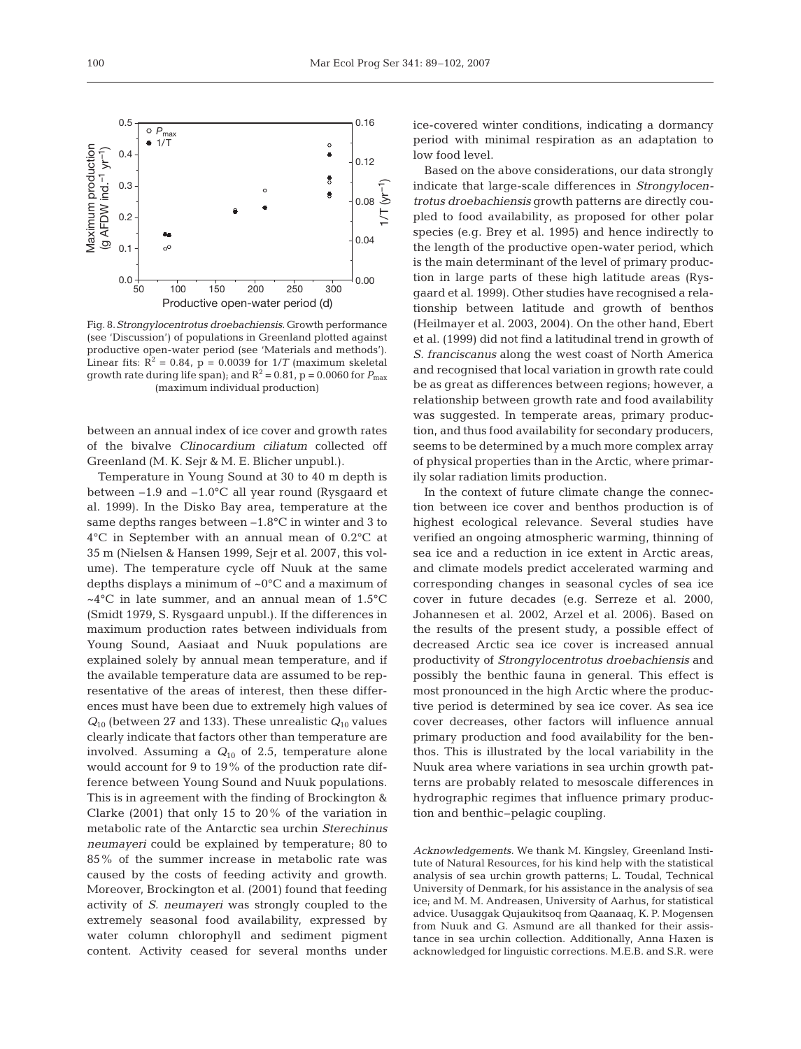Fig. 8. *Strongylocentrotus droebachiensis*. Growth performance (see 'Discussion') of populations in Greenland plotted against productive open-water period (see 'Materials and methods'). Linear fits: $R^2 = 0.84$, $p = 0.0039$ for $1/T$ (maximum skeletal growth rate during life span); and $R^2 = 0.81$, $p = 0.0060$ for $P_{max}$ (maximum individual production)

between an annual index of ice cover and growth rates of the bivalve *Clinocardium ciliatum* collected off Greenland (M. K. Sejr & M. E. Blicher unpubl.).

Temperature in Young Sound at 30 to 40 m depth is between –1.9 and –1.0°C all year round (Rysgaard et al. 1999). In the Disko Bay area, temperature at the same depths ranges between –1.8°C in winter and 3 to 4°C in September with an annual mean of 0.2°C at 35 m (Nielsen & Hansen 1999, Sejr et al. 2007, this volume). The temperature cycle off Nuuk at the same depths displays a minimum of ~0°C and a maximum of ~4°C in late summer, and an annual mean of 1.5°C (Smidt 1979, S. Rysgaard unpubl.). If the differences in maximum production rates between individuals from Young Sound, Aasiaat and Nuuk populations are explained solely by annual mean temperature, and if the available temperature data are assumed to be representative of the areas of interest, then these differences must have been due to extremely high values of $Q_{10}$ (between 27 and 133). These unrealistic $Q_{10}$ values clearly indicate that factors other than temperature are involved. Assuming a $Q_{10}$ of 2.5, temperature alone would account for 9 to 19% of the production rate difference between Young Sound and Nuuk populations. This is in agreement with the finding of Brockington & Clarke (2001) that only 15 to 20% of the variation in metabolic rate of the Antarctic sea urchin *Sterechinus neumayeri* could be explained by temperature; 80 to 85% of the summer increase in metabolic rate was caused by the costs of feeding activity and growth. Moreover, Brockington et al. (2001) found that feeding activity of *S. neumayeri* was strongly coupled to the extremely seasonal food availability, expressed by water column chlorophyll and sediment pigment content. Activity ceased for several months under ice-covered winter conditions, indicating a dormancy period with minimal respiration as an adaptation to low food level.

Based on the above considerations, our data strongly indicate that large-scale differences in *Strongylocentrotus droebachiensis* growth patterns are directly coupled to food availability, as proposed for other polar species (e.g. Brey et al. 1995) and hence indirectly to the length of the productive open-water period, which is the main determinant of the level of primary production in large parts of these high latitude areas (Rysgaard et al. 1999). Other studies have recognised a relationship between latitude and growth of benthos (Heilmayer et al. 2003, 2004). On the other hand, Ebert et al. (1999) did not find a latitudinal trend in growth of *S. franciscanus* along the west coast of North America and recognised that local variation in growth rate could be as great as differences between regions; however, a relationship between growth rate and food availability was suggested. In temperate areas, primary production, and thus food availability for secondary producers, seems to be determined by a much more complex array of physical properties than in the Arctic, where primarily solar radiation limits production.

In the context of future climate change the connection between ice cover and benthos production is of highest ecological relevance. Several studies have verified an ongoing atmospheric warming, thinning of sea ice and a reduction in ice extent in Arctic areas, and climate models predict accelerated warming and corresponding changes in seasonal cycles of sea ice cover in future decades (e.g. Serreze et al. 2000, Johannesen et al. 2002, Arzel et al. 2006). Based on the results of the present study, a possible effect of decreased Arctic sea ice cover is increased annual productivity of *Strongylocentrotus droebachiensis* and possibly the benthic fauna in general. This effect is most pronounced in the high Arctic where the productive period is determined by sea ice cover. As sea ice cover decreases, other factors will influence annual primary production and food availability for the benthos. This is illustrated by the local variability in the Nuuk area where variations in sea urchin growth patterns are probably related to mesoscale differences in hydrographic regimes that influence primary production and benthic–pelagic coupling.

*Acknowledgements.* We thank M. Kingsley, Greenland Institute of Natural Resources, for his kind help with the statistical analysis of sea urchin growth patterns; L. Toudal, Technical University of Denmark, for his assistance in the analysis of sea ice; and M. M. Andreasen, University of Aarhus, for statistical advice. Uusaggak Qujaukitsoq from Qaanaaq, K. P. Mogensen from Nuuk and G. Asmund are all thanked for their assistance in sea urchin collection. Additionally, Anna Haxen is acknowledged for linguistic corrections. M.E.B. and S.R. were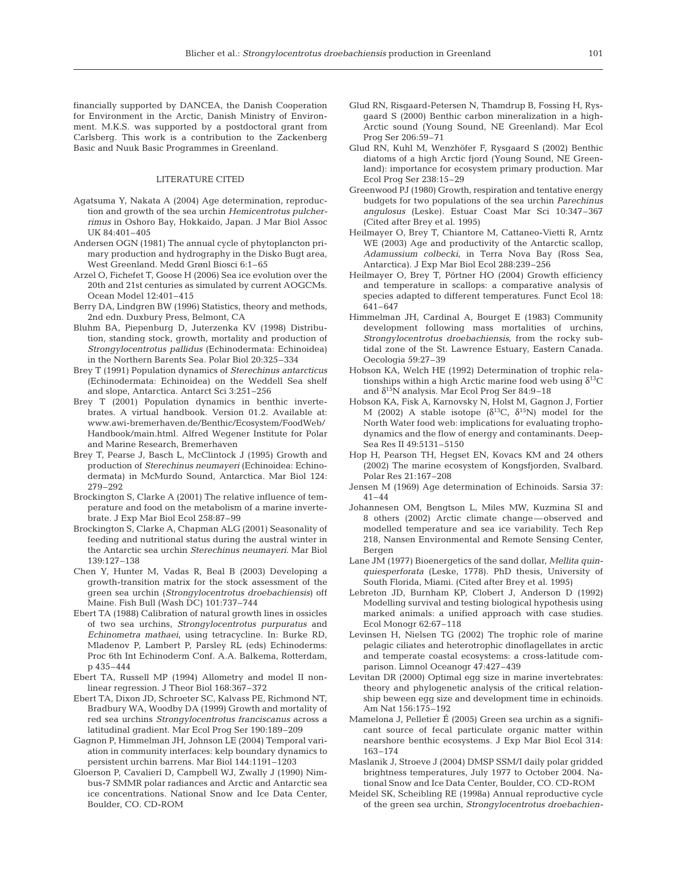financially supported by DANCEA, the Danish Cooperation for Environment in the Arctic, Danish Ministry of Environment. M.K.S. was supported by a postdoctoral grant from Carlsberg. This work is a contribution to the Zackenberg Basic and Nuuk Basic Programmes in Greenland.

## LITERATURE CITED

Agatsuma Y, Nakata A (2004) Age determination, reproduction and growth of the sea urchin *Hemicentrotus pulcherrimus* in Oshoro Bay, Hokkaido, Japan. J Mar Biol Assoc UK 84:401–405

Andersen OGN (1981) The annual cycle of phytoplancton primary production and hydrography in the Disko Bugt area, West Greenland. Medd Grønl Biosci 6:1–65

Arzel O, Fichefet T, Goose H (2006) Sea ice evolution over the 20th and 21st centuries as simulated by current AOGCMs. Ocean Model 12:401–415

Berry DA, Lindgren BW (1996) Statistics, theory and methods, 2nd edn. Duxbury Press, Belmont, CA

Bluhm BA, Piepenburg D, Juterzenka KV (1998) Distribution, standing stock, growth, mortality and production of *Strongylocentrotus pallidus* (Echinodermata: Echinoidea) in the Northern Barents Sea. Polar Biol 20:325–334

Brey T (1991) Population dynamics of *Sterechinus antarcticus* (Echinodermata: Echinoidea) on the Weddell Sea shelf and slope, Antarctica. Antarct Sci 3:251–256

Brey T (2001) Population dynamics in benthic invertebrates. A virtual handbook. Version 01.2. Available at: www.awi-bremerhaven.de/Benthic/Ecosystem/FoodWeb/Handbook/main.html. Alfred Wegener Institute for Polar and Marine Research, Bremerhaven

Brey T, Pearse J, Basch L, McClintock J (1995) Growth and production of *Sterechinus neumayeri* (Echinoidea: Echinodermata) in McMurdo Sound, Antarctica. Mar Biol 124: 279–292

Brockington S, Clarke A (2001) The relative influence of temperature and food on the metabolism of a marine invertebrate. J Exp Mar Biol Ecol 258:87—99

Brockington S, Clarke A, Chapman ALG (2001) Seasonality of feeding and nutritional status during the austral winter in the Antarctic sea urchin *Sterechinus neumayeri*. Mar Biol 139:127–138

Chen Y, Hunter M, Vadas R, Beal B (2003) Developing a growth-transition matrix for the stock assessment of the green sea urchin (*Strongylocentrotus droebachiensis*) off Maine. Fish Bull (Wash DC) 101:737–744

Ebert TA (1988) Calibration of natural growth lines in ossicles of two sea urchins, *Strongylocentrotus purpuratus* and *Echinometra mathaei*, using tetracycline. In: Burke RD, Mladenov P, Lambert P, Parsley RL (eds) Echinoderms: Proc 6th Int Echinoderm Conf. A.A. Balkema, Rotterdam, p 435–444

Ebert TA, Russell MP (1994) Allometry and model II nonlinear regression. J Theor Biol 168:367–372

Ebert TA, Dixon JD, Schroeter SC, Kalvass PE, Richmond NT, Bradbury WA, Woodby DA (1999) Growth and mortality of red sea urchins *Strongylocentrotus franciscanus* across a latitudinal gradient. Mar Ecol Prog Ser 190:189–209

Gagnon P, Himmelman JH, Johnson LE (2004) Temporal variation in community interfaces: kelp boundary dynamics to persistent urchin barrens. Mar Biol 144:1191–1203

Gloerson P, Cavalieri D, Campbell WJ, Zwally J (1990) Nimbus-7 SMMR polar radiances and Arctic and Antarctic sea ice concentrations. National Snow and Ice Data Center, Boulder, CO. CD-ROM

Glud RN, Risgaard-Petersen N, Thamdrup B, Fossing H, Rysgaard S (2000) Benthic carbon mineralization in a high-Arctic sound (Young Sound, NE Greenland). Mar Ecol Prog Ser 206:59–71

Glud RN, Kuhl M, Wenzhöfer F, Rysgaard S (2002) Benthic diatoms of a high Arctic fjord (Young Sound, NE Greenland): importance for ecosystem primary production. Mar Ecol Prog Ser 238:15–29

Greenwood PJ (1980) Growth, respiration and tentative energy budgets for two populations of the sea urchin *Parechinus angulosus* (Leske). Estuar Coast Mar Sci 10:347–367 (Cited after Brey et al. 1995)

Heilmayer O, Brey T, Chiantore M, Cattaneo-Vietti R, Arntz WE (2003) Age and productivity of the Antarctic scallop, *Adamussium colbecki*, in Terra Nova Bay (Ross Sea, Antarctica). J Exp Mar Biol Ecol 288:239–256

Heilmayer O, Brey T, Pörtner HO (2004) Growth efficiency and temperature in scallops: a comparative analysis of species adapted to different temperatures. Funct Ecol 18: 641–647

Himmelman JH, Cardinal A, Bourget E (1983) Community development following mass mortalities of urchins, *Strongylocentrotus droebachiensis*, from the rocky subtidal zone of the St. Lawrence Estuary, Eastern Canada. Oecologia 59:27–39

Hobson KA, Welch HE (1992) Determination of trophic relationships within a high Arctic marine food web using $\delta^{13}$C and $\delta^{15}$N analysis. Mar Ecol Prog Ser 84:9–18

Hobson KA, Fisk A, Karnovsky N, Holst M, Gagnon J, Fortier M (2002) A stable isotope ($\delta^{13}$C, $\delta^{15}$N) model for the North Water food web: implications for evaluating trophodynamics and the flow of energy and contaminants. Deep-Sea Res II 49:5131–5150

Hop H, Pearson TH, Hegset EN, Kovacs KM and 24 others (2002) The marine ecosystem of Kongsfjorden, Svalbard. Polar Res 21:167–208

Jensen M (1969) Age determination of Echinoids. Sarsia 37: 41–44

Johannesen OM, Bengtson L, Miles MW, Kuzmina SI and 8 others (2002) Arctic climate change—observed and modelled temperature and sea ice variability. Tech Rep 218, Nansen Environmental and Remote Sensing Center, Bergen

Lane JM (1977) Bioenergetics of the sand dollar, *Mellita quinquiesperforata* (Leske, 1778). PhD thesis, University of South Florida, Miami. (Cited after Brey et al. 1995)

Lebreton JD, Burnham KP, Clobert J, Anderson D (1992) Modelling survival and testing biological hypothesis using marked animals: a unified approach with case studies. Ecol Monogr 62:67–118

Levinsen H, Nielsen TG (2002) The trophic role of marine pelagic ciliates and heterotrophic dinoflagellates in arctic and temperate coastal ecosystems: a cross-latitude comparison. Limnol Oceanogr 47:427–439

Levitan DR (2000) Optimal egg size in marine invertebrates: theory and phylogenetic analysis of the critical relationship beween egg size and development time in echinoids. Am Nat 156:175–192

Mamelona J, Pelletier É (2005) Green sea urchin as a significant source of fecal particulate organic matter within nearshore benthic ecosystems. J Exp Mar Biol Ecol 314: 163–174

Maslanik J, Stroeve J (2004) DMSP SSM/I daily polar gridded brightness temperatures, July 1977 to October 2004. National Snow and Ice Data Center, Boulder, CO. CD-ROM

Meidel SK, Scheibling RE (1998a) Annual reproductive cycle of the green sea urchin, *Strongylocentrotus droebachien-*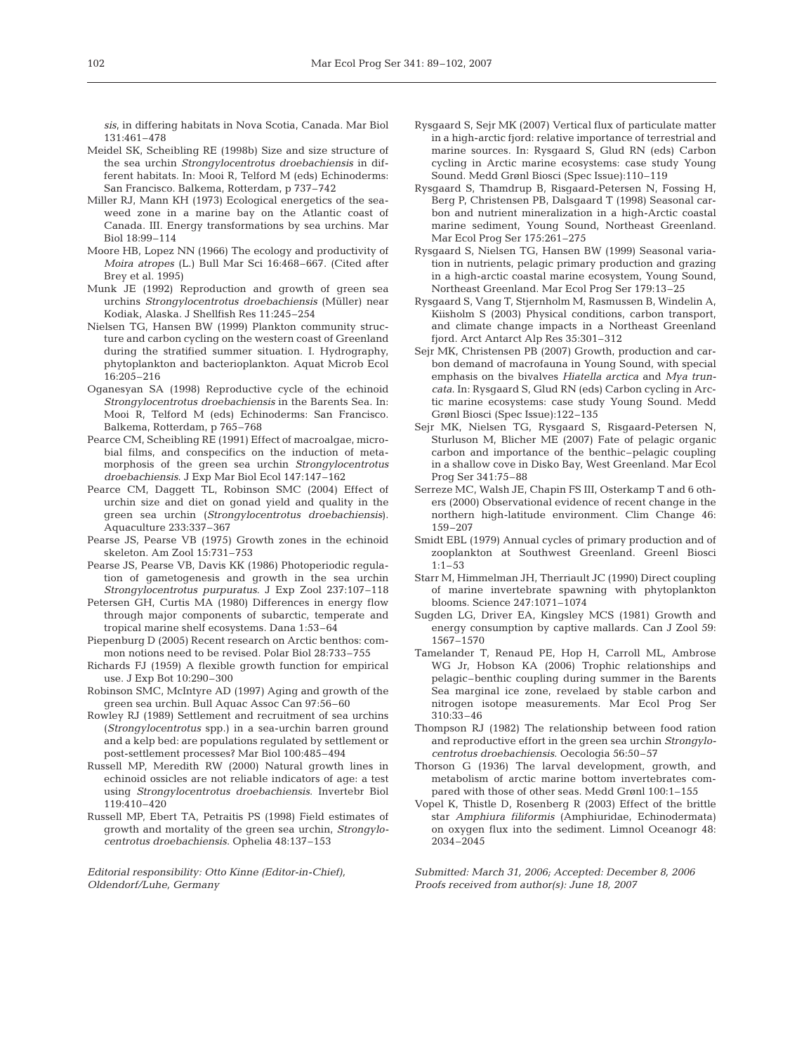*sis*, in differing habitats in Nova Scotia, Canada. Mar Biol 131:461–478

Meidel SK, Scheibling RE (1998b) Size and size structure of the sea urchin *Strongylocentrotus droebachiensis* in different habitats. In: Mooi R, Telford M (eds) Echinoderms: San Francisco. Balkema, Rotterdam, p 737–742

Miller RJ, Mann KH (1973) Ecological energetics of the seaweed zone in a marine bay on the Atlantic coast of Canada. III. Energy transformations by sea urchins. Mar Biol 18:99–114

Moore HB, Lopez NN (1966) The ecology and productivity of *Moira atropes* (L.) Bull Mar Sci 16:468–667. (Cited after Brey et al. 1995)

Munk JE (1992) Reproduction and growth of green sea urchins *Strongylocentrotus droebachiensis* (Müller) near Kodiak, Alaska. J Shellfish Res 11:245–254

Nielsen TG, Hansen BW (1999) Plankton community structure and carbon cycling on the western coast of Greenland during the stratified summer situation. I. Hydrography, phytoplankton and bacterioplankton. Aquat Microb Ecol 16:205–216

Oganesyan SA (1998) Reproductive cycle of the echinoid *Strongylocentrotus droebachiensis* in the Barents Sea. In: Mooi R, Telford M (eds) Echinoderms: San Francisco. Balkema, Rotterdam, p 765–768

Pearce CM, Scheibling RE (1991) Effect of macroalgae, microbial films, and conspecifics on the induction of metamorphosis of the green sea urchin *Strongylocentrotus droebachiensis*. J Exp Mar Biol Ecol 147:147–162

Pearce CM, Daggett TL, Robinson SMC (2004) Effect of urchin size and diet on gonad yield and quality in the green sea urchin (*Strongylocentrotus droebachiensis*). Aquaculture 233:337–367

Pearse JS, Pearse VB (1975) Growth zones in the echinoid skeleton. Am Zool 15:731–753

Pearse JS, Pearse VB, Davis KK (1986) Photoperiodic regulation of gametogenesis and growth in the sea urchin *Strongylocentrotus purpuratus*. J Exp Zool 237:107–118

Petersen GH, Curtis MA (1980) Differences in energy flow through major components of subarctic, temperate and tropical marine shelf ecosystems. Dana 1:53–64

Piepenburg D (2005) Recent research on Arctic benthos: common notions need to be revised. Polar Biol 28:733–755

Richards FJ (1959) A flexible growth function for empirical use. J Exp Bot 10:290–300

Robinson SMC, McIntyre AD (1997) Aging and growth of the green sea urchin. Bull Aquac Assoc Can 97:56–60

Rowley RJ (1989) Settlement and recruitment of sea urchins (*Strongylocentrotus* spp.) in a sea-urchin barren ground and a kelp bed: are populations regulated by settlement or post-settlement processes? Mar Biol 100:485–494

Russell MP, Meredith RW (2000) Natural growth lines in echinoid ossicles are not reliable indicators of age: a test using *Strongylocentrotus droebachiensis*. Invertebr Biol 119:410–420

Russell MP, Ebert TA, Petraitis PS (1998) Field estimates of growth and mortality of the green sea urchin, *Strongylocentrotus droebachiensis*. Ophelia 48:137–153

Rysgaard S, Sejr MK (2007) Vertical flux of particulate matter in a high-arctic fjord: relative importance of terrestrial and marine sources. In: Rysgaard S, Glud RN (eds) Carbon cycling in Arctic marine ecosystems: case study Young Sound. Medd Grønl Biosci (Spec Issue):110–119

Rysgaard S, Thamdrup B, Risgaard-Petersen N, Fossing H, Berg P, Christensen PB, Dalsgaard T (1998) Seasonal carbon and nutrient mineralization in a high-Arctic coastal marine sediment, Young Sound, Northeast Greenland. Mar Ecol Prog Ser 175:261–275

Rysgaard S, Nielsen TG, Hansen BW (1999) Seasonal variation in nutrients, pelagic primary production and grazing in a high-arctic coastal marine ecosystem, Young Sound, Northeast Greenland. Mar Ecol Prog Ser 179:13–25

Rysgaard S, Vang T, Stjernholm M, Rasmussen B, Windelin A, Kiisholm S (2003) Physical conditions, carbon transport, and climate change impacts in a Northeast Greenland fjord. Arct Antarct Alp Res 35:301–312

Sejr MK, Christensen PB (2007) Growth, production and carbon demand of macrofauna in Young Sound, with special emphasis on the bivalves *Hiatella arctica* and *Mya truncata*. In: Rysgaard S, Glud RN (eds) Carbon cycling in Arctic marine ecosystems: case study Young Sound. Medd Grønl Biosci (Spec Issue):122–135

Sejr MK, Nielsen TG, Rysgaard S, Risgaard-Petersen N, Sturluson M, Blicher ME (2007) Fate of pelagic organic carbon and importance of the benthic–pelagic coupling in a shallow cove in Disko Bay, West Greenland. Mar Ecol Prog Ser 341:75–88

Serreze MC, Walsh JE, Chapin FS III, Osterkamp T and 6 others (2000) Observational evidence of recent change in the northern high-latitude environment. Clim Change 46: 159–207

Smidt EBL (1979) Annual cycles of primary production and of zooplankton at Southwest Greenland. Greenl Biosci 1:1–53

Starr M, Himmelman JH, Therriault JC (1990) Direct coupling of marine invertebrate spawning with phytoplankton blooms. Science 247:1071–1074

Sugden LG, Driver EA, Kingsley MCS (1981) Growth and energy consumption by captive mallards. Can J Zool 59: 1567–1570

Tamelander T, Renaud PE, Hop H, Carroll ML, Ambrose WG Jr, Hobson KA (2006) Trophic relationships and pelagic–benthic coupling during summer in the Barents Sea marginal ice zone, revelaed by stable carbon and nitrogen isotope measurements. Mar Ecol Prog Ser 310:33–46

Thompson RJ (1982) The relationship between food ration and reproductive effort in the green sea urchin *Strongylocentrotus droebachiensis*. Oecologia 56:50–57

Thorson G (1936) The larval development, growth, and metabolism of arctic marine bottom invertebrates compared with those of other seas. Medd Grønl 100:1–155

Vopel K, Thistle D, Rosenberg R (2003) Effect of the brittle star *Amphiura filiformis* (Amphiuridae, Echinodermata) on oxygen flux into the sediment. Limnol Oceanogr 48: 2034–2045

*Editorial responsibility: Otto Kinne (Editor-in-Chief), Oldendorf/Luhe, Germany*

*Submitted: March 31, 2006; Accepted: December 8, 2006*
*Proofs received from author(s): June 18, 2007*